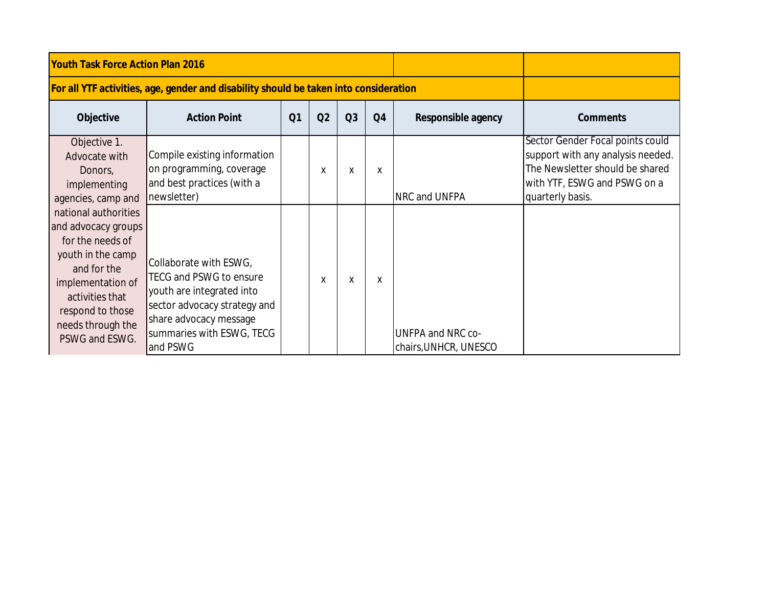| Youth Task Force Action Plan 2016 | | | | | | | |
|---|---|---|---|---|---|---|---|
| For all YTF activities, age, gender and disability should be taken into consideration | | | | | | | |
| **Objective** | **Action Point** | **Q1** | **Q2** | **Q3** | **Q4** | **Responsible agency** | **Comments** |
| Objective 1. Advocate with Donors, implementing agencies, camp and national authorities and advocacy groups for the needs of youth in the camp and for the implementation of activities that respond to those needs through the PSWG and ESWG. | Compile existing information on programming, coverage and best practices (with a newsletter) | | x | x | x | NRC and UNFPA | Sector Gender Focal points could support with any analysis needed. The Newsletter should be shared with YTF, ESWG and PSWG on a quarterly basis. |
| | Collaborate with ESWG, TECG and PSWG to ensure youth are integrated into sector advocacy strategy and share advocacy message summaries with ESWG, TECG and PSWG | | x | x | x | UNFPA and NRC co-chairs,UNHCR, UNESCO | |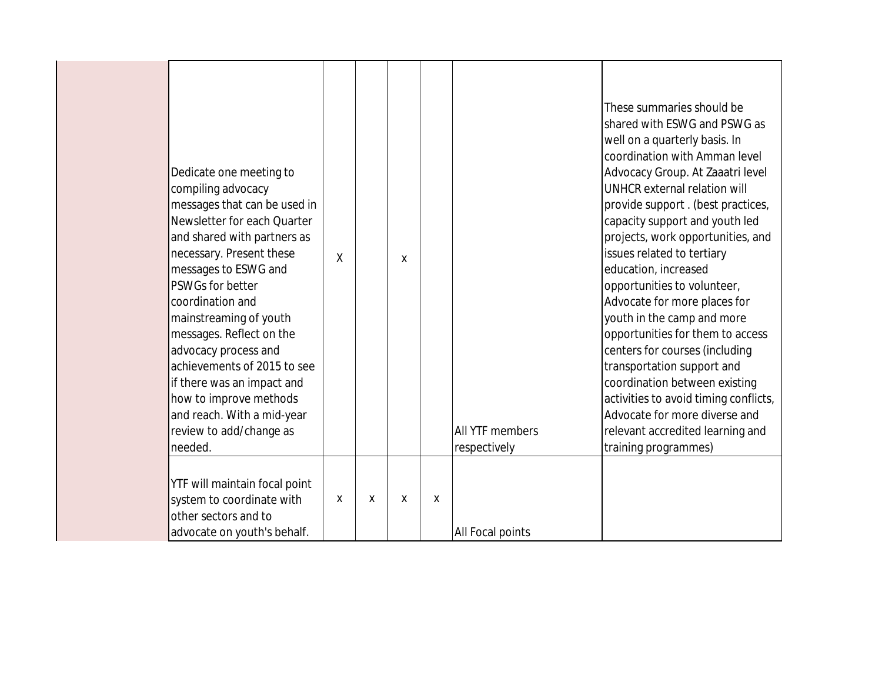| | | | | | | | |
|---|---|---|---|---|---|---|---|
| | Dedicate one meeting to compiling advocacy messages that can be used in Newsletter for each Quarter and shared with partners as necessary. Present these messages to ESWG and PSWGs for better coordination and mainstreaming of youth messages. Reflect on the advocacy process and achievements of 2015 to see if there was an impact and how to improve methods and reach. With a mid-year review to add/change as needed. | X | | x | | All YTF members respectively | These summaries should be shared with ESWG and PSWG as well on a quarterly basis. In coordination with Amman level Advocacy Group. At Zaaatri level UNHCR external relation will provide support . (best practices, capacity support and youth led projects, work opportunities, and issues related to tertiary education, increased opportunities to volunteer, Advocate for more places for youth in the camp and more opportunities for them to access centers for courses (including transportation support and coordination between existing activities to avoid timing conflicts, Advocate for more diverse and relevant accredited learning and training programmes) |
| | YTF will maintain focal point system to coordinate with other sectors and to advocate on youth's behalf. | x | x | x | x | All Focal points | |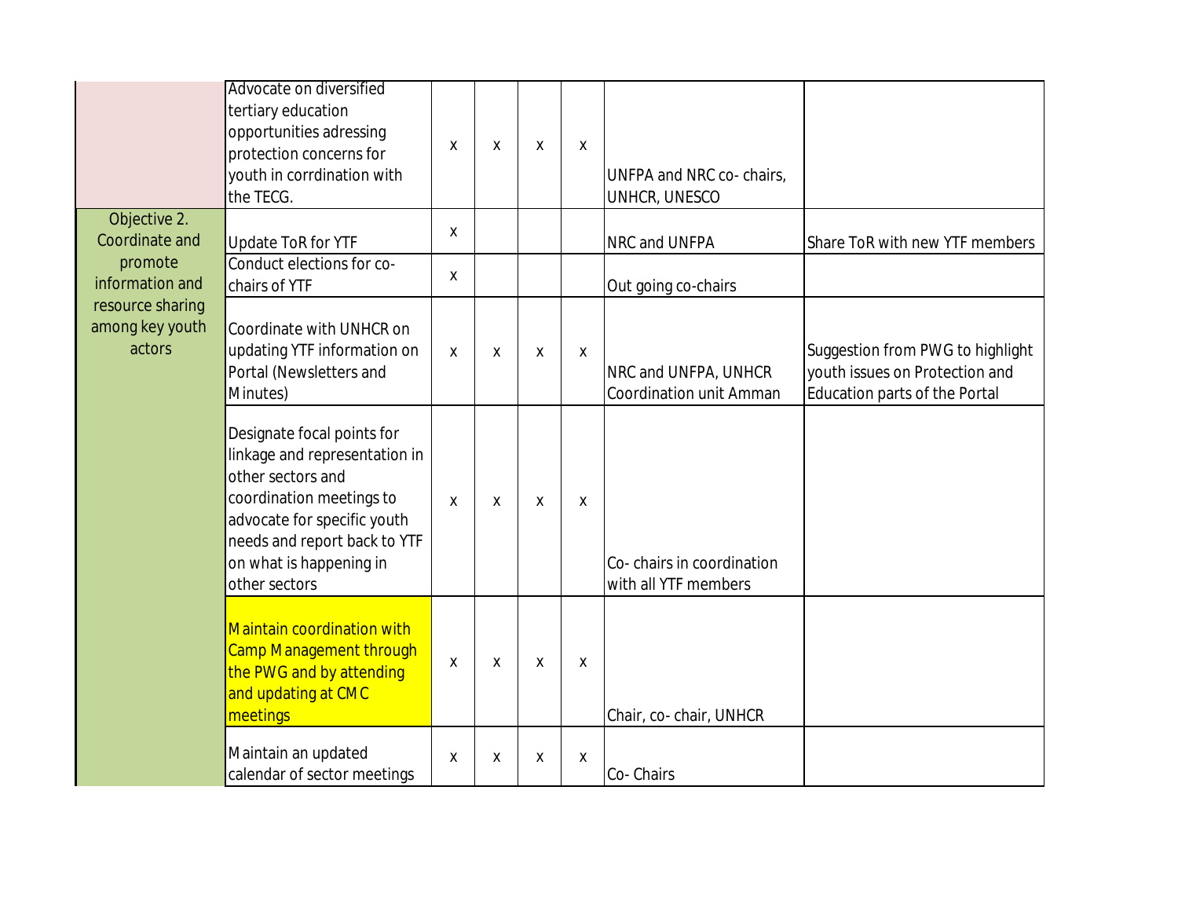| | | | | | | | |
|---|---|---|---|---|---|---|---|
| | Advocate on diversified tertiary education opportunities adressing protection concerns for youth in corrdination with the TECG. | x | x | x | x | UNFPA and NRC co- chairs, UNHCR, UNESCO | |
| Objective 2. Coordinate and promote information and resource sharing among key youth actors | Update ToR for YTF | x | | | | NRC and UNFPA | Share ToR with new YTF members |
| | Conduct elections for co-chairs of YTF | x | | | | Out going co-chairs | |
| | Coordinate with UNHCR on updating YTF information on Portal (Newsletters and Minutes) | x | x | x | x | NRC and UNFPA, UNHCR Coordination unit Amman | Suggestion from PWG to highlight youth issues on Protection and Education parts of the Portal |
| | Designate focal points for linkage and representation in other sectors and coordination meetings to advocate for specific youth needs and report back to YTF on what is happening in other sectors | x | x | x | x | Co- chairs in coordination with all YTF members | |
| | Maintain coordination with Camp Management through the PWG and by attending and updating at CMC meetings | x | x | x | x | Chair, co- chair, UNHCR | |
| | Maintain an updated calendar of sector meetings | x | x | x | x | Co- Chairs | |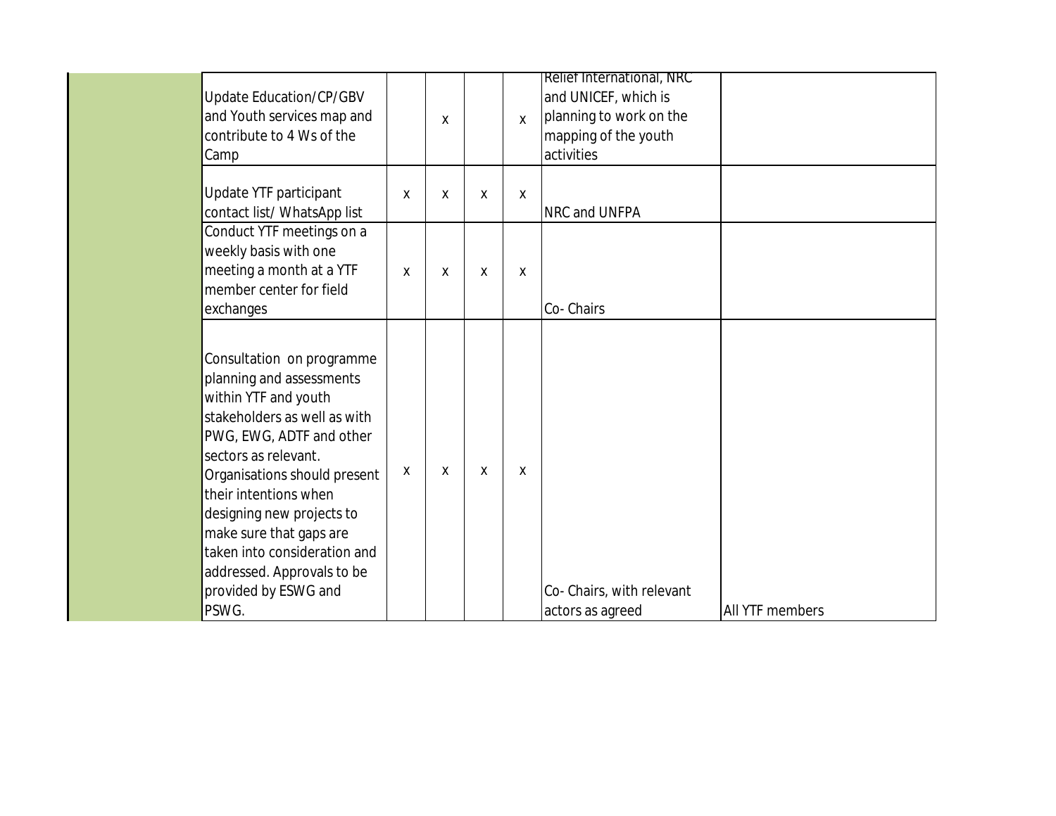| | | | | | | | |
|---|---|---|---|---|---|---|---|
| | Update Education/CP/GBV and Youth services map and contribute to 4 Ws of the Camp | | x | | x | Relief International, NRC and UNICEF, which is planning to work on the mapping of the youth activities | |
| | Update YTF participant contact list/ WhatsApp list | x | x | x | x | NRC and UNFPA | |
| | Conduct YTF meetings on a weekly basis with one meeting a month at a YTF member center for field exchanges | x | x | x | x | Co- Chairs | |
| | Consultation on programme planning and assessments within YTF and youth stakeholders as well as with PWG, EWG, ADTF and other sectors as relevant. Organisations should present their intentions when designing new projects to make sure that gaps are taken into consideration and addressed. Approvals to be provided by ESWG and PSWG. | x | x | x | x | Co- Chairs, with relevant actors as agreed | All YTF members |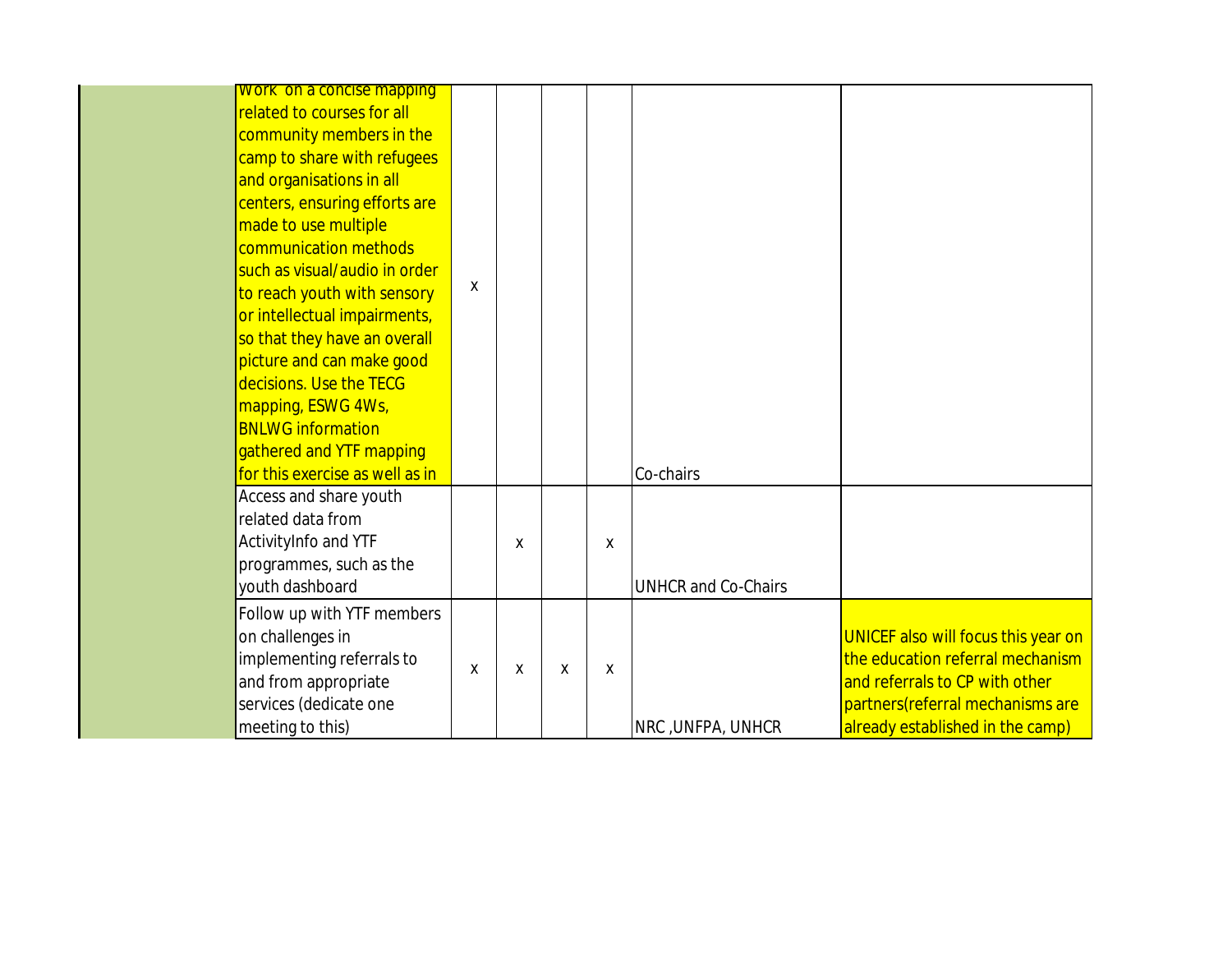| | | | | | | | |
|---|---|---|---|---|---|---|---|
| | Work on a concise mapping related to courses for all community members in the camp to share with refugees and organisations in all centers, ensuring efforts are made to use multiple communication methods such as visual/audio in order to reach youth with sensory or intellectual impairments, so that they have an overall picture and can make good decisions. Use the TECG mapping, ESWG 4Ws, BNLWG information gathered and YTF mapping for this exercise as well as in | x | | | | Co-chairs | |
| | Access and share youth related data from ActivityInfo and YTF programmes, such as the youth dashboard | | x | | x | UNHCR and Co-Chairs | |
| | Follow up with YTF members on challenges in implementing referrals to and from appropriate services (dedicate one meeting to this) | x | x | x | x | NRC ,UNFPA, UNHCR | UNICEF also will focus this year on the education referral mechanism and referrals to CP with other partners(referral mechanisms are already established in the camp) |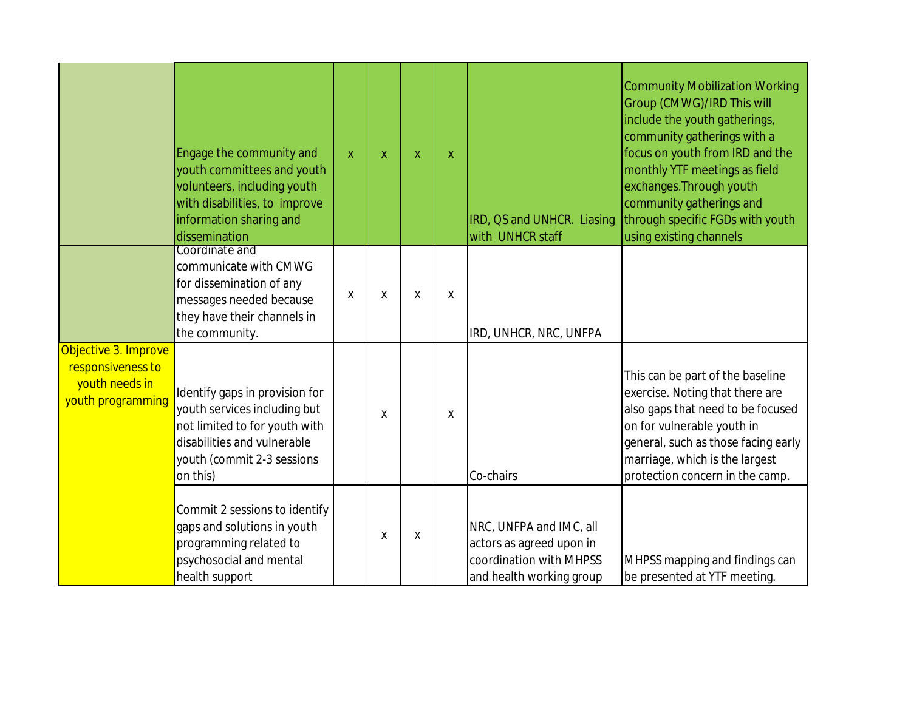| | | | | | | | |
|---|---|---|---|---|---|---|---|
| | Engage the community and youth committees and youth volunteers, including youth with disabilities, to improve information sharing and dissemination | x | x | x | x | IRD, QS and UNHCR. Liasing with UNHCR staff | Community Mobilization Working Group (CMWG)/IRD This will include the youth gatherings, community gatherings with a focus on youth from IRD and the monthly YTF meetings as field exchanges.Through youth community gatherings and through specific FGDs with youth using existing channels |
| | Coordinate and communicate with CMWG for dissemination of any messages needed because they have their channels in the community. | x | x | x | x | IRD, UNHCR, NRC, UNFPA | |
| Objective 3. Improve responsiveness to youth needs in youth programming | Identify gaps in provision for youth services including but not limited to for youth with disabilities and vulnerable youth (commit 2-3 sessions on this) | | x | | x | Co-chairs | This can be part of the baseline exercise. Noting that there are also gaps that need to be focused on for vulnerable youth in general, such as those facing early marriage, which is the largest protection concern in the camp. |
| | Commit 2 sessions to identify gaps and solutions in youth programming related to psychosocial and mental health support | | x | x | | NRC, UNFPA and IMC, all actors as agreed upon in coordination with MHPSS and health working group | MHPSS mapping and findings can be presented at YTF meeting. |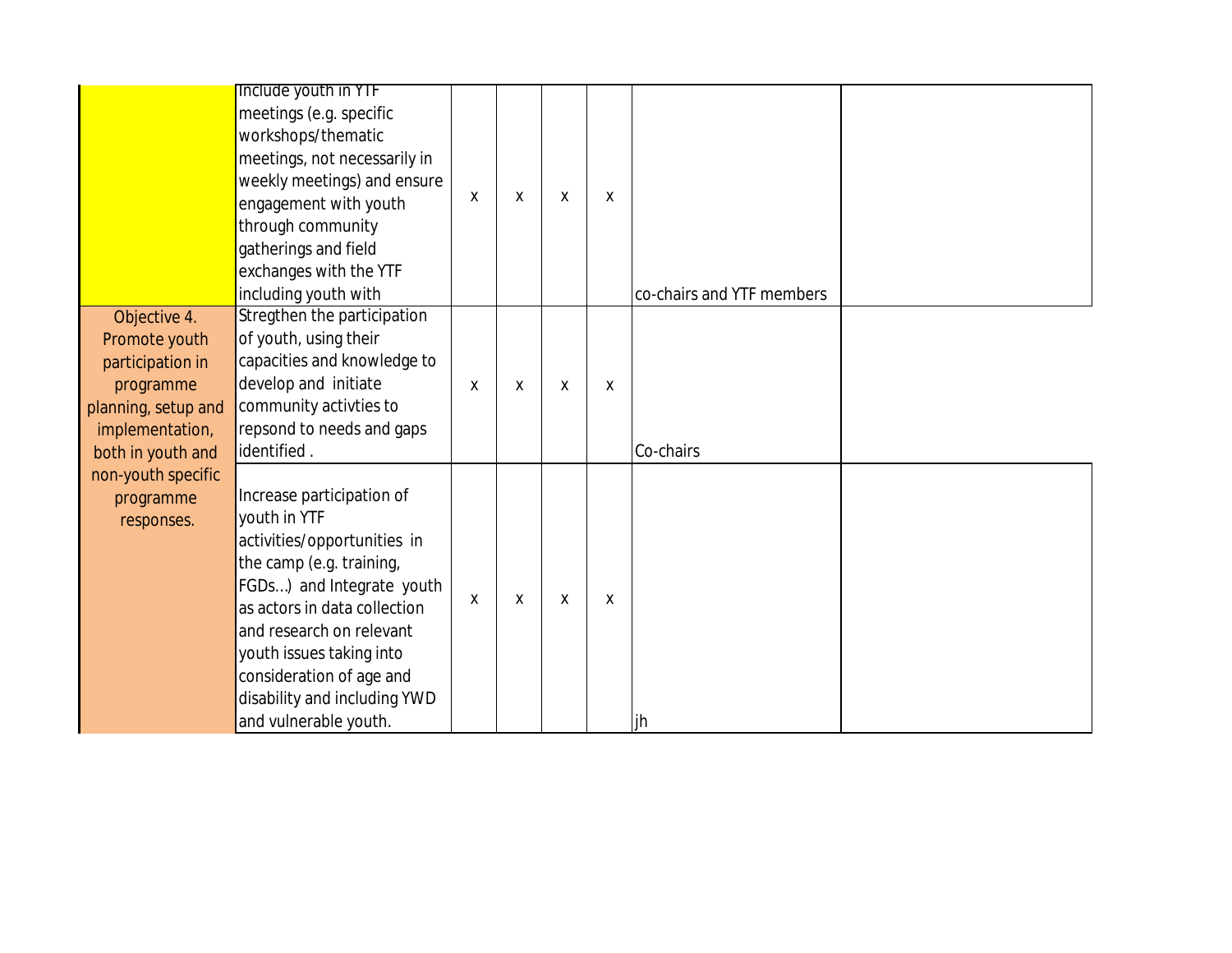| | | | | | | | |
|---|---|---|---|---|---|---|---|
| | Include youth in YTF meetings (e.g. specific workshops/thematic meetings, not necessarily in weekly meetings) and ensure engagement with youth through community gatherings and field exchanges with the YTF including youth with | x | x | x | x | co-chairs and YTF members | |
| Objective 4. Promote youth participation in programme planning, setup and implementation, both in youth and non-youth specific programme responses. | Stregthen the participation of youth, using their capacities and knowledge to develop and initiate community activties to repsond to needs and gaps identified . | x | x | x | x | Co-chairs | |
| | Increase participation of youth in YTF activities/opportunities in the camp (e.g. training, FGDs...) and Integrate youth as actors in data collection and research on relevant youth issues taking into consideration of age and disability and including YWD and vulnerable youth. | x | x | x | x | jh | |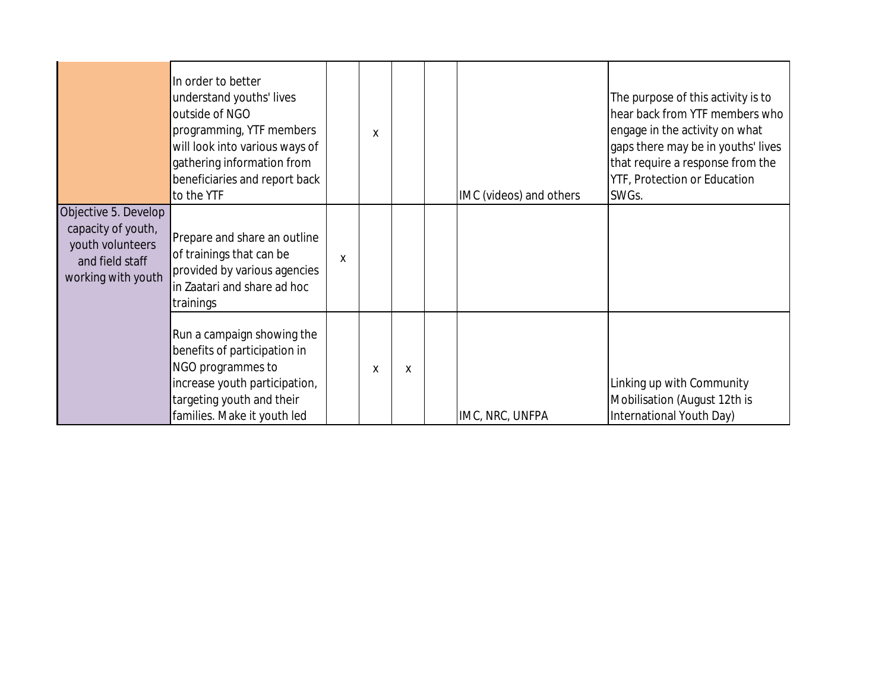| | | | | | | | |
|---|---|---|---|---|---|---|---|
| | In order to better understand youths' lives outside of NGO programming, YTF members will look into various ways of gathering information from beneficiaries and report back to the YTF | | x | | | IMC (videos) and others | The purpose of this activity is to hear back from YTF members who engage in the activity on what gaps there may be in youths' lives that require a response from the YTF, Protection or Education SWGs. |
| Objective 5. Develop capacity of youth, youth volunteers and field staff working with youth | Prepare and share an outline of trainings that can be provided by various agencies in Zaatari and share ad hoc trainings | x | | | | | |
| | Run a campaign showing the benefits of participation in NGO programmes to increase youth participation, targeting youth and their families. Make it youth led | | x | x | | IMC, NRC, UNFPA | Linking up with Community Mobilisation (August 12th is International Youth Day) |